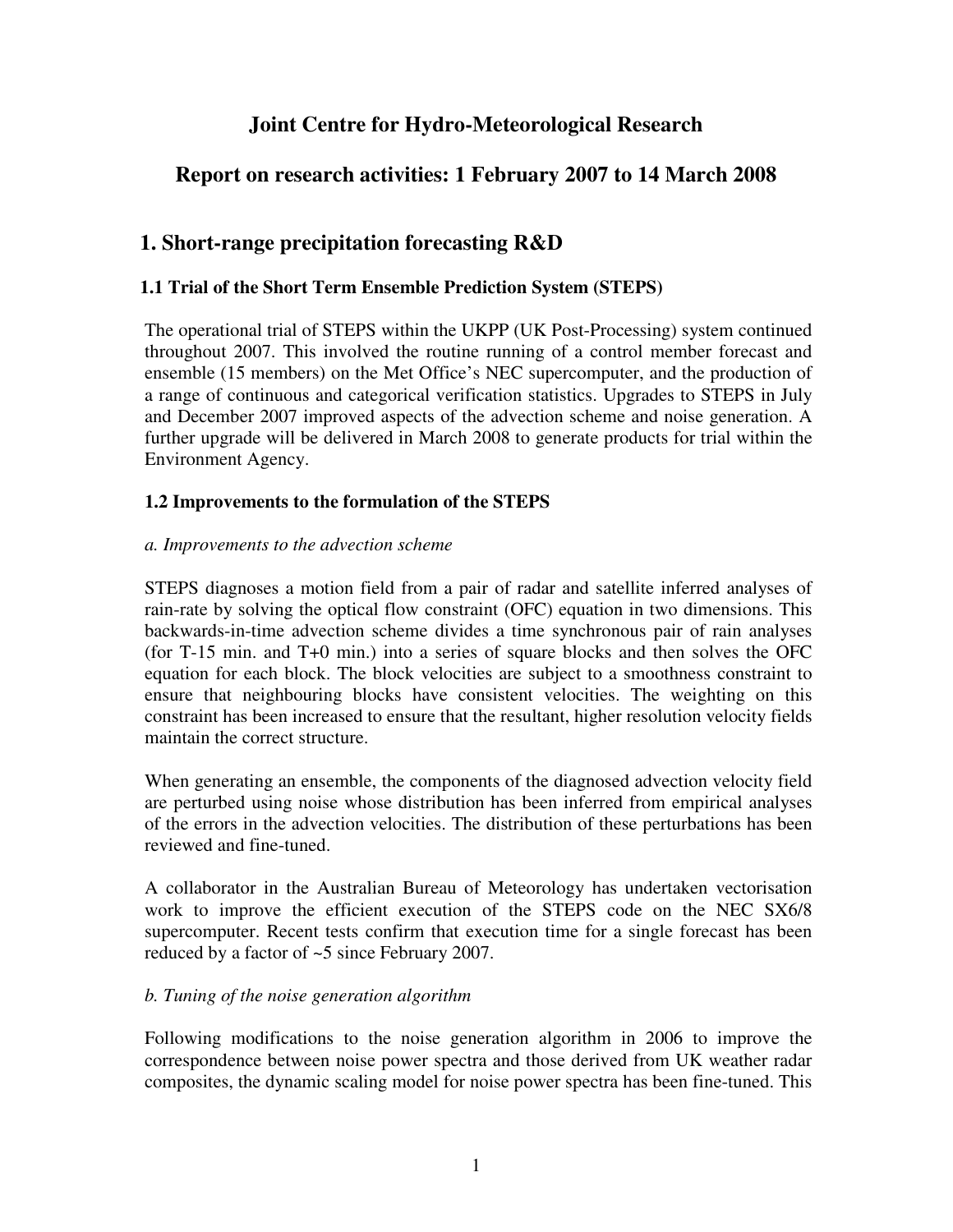# Joint Centre for Hydro-Meteorological Research

# Report on research activities: 1 February 2007 to 14 March 2008

## 1. Short-range precipitation forecasting R&D

### 1.1 Trial of the Short Term Ensemble Prediction System (STEPS)

The operational trial of STEPS within the UKPP (UK Post-Processing) system continued throughout 2007. This involved the routine running of a control member forecast and ensemble (15 members) on the Met Office's NEC supercomputer, and the production of a range of continuous and categorical verification statistics. Upgrades to STEPS in July and December 2007 improved aspects of the advection scheme and noise generation. A further upgrade will be delivered in March 2008 to generate products for trial within the Environment Agency.

### 1.2 Improvements to the formulation of the STEPS

*a. Improvements to the advection scheme*

STEPS diagnoses a motion field from a pair of radar and satellite inferred analyses of rain-rate by solving the optical flow constraint (OFC) equation in two dimensions. This backwards-in-time advection scheme divides a time synchronous pair of rain analyses (for T-15 min. and T+0 min.) into a series of square blocks and then solves the OFC equation for each block. The block velocities are subject to a smoothness constraint to ensure that neighbouring blocks have consistent velocities. The weighting on this constraint has been increased to ensure that the resultant, higher resolution velocity fields maintain the correct structure.

When generating an ensemble, the components of the diagnosed advection velocity field are perturbed using noise whose distribution has been inferred from empirical analyses of the errors in the advection velocities. The distribution of these perturbations has been reviewed and fine-tuned.

A collaborator in the Australian Bureau of Meteorology has undertaken vectorisation work to improve the efficient execution of the STEPS code on the NEC SX6/8 supercomputer. Recent tests confirm that execution time for a single forecast has been reduced by a factor of ~5 since February 2007.

*b. Tuning of the noise generation algorithm*

Following modifications to the noise generation algorithm in 2006 to improve the correspondence between noise power spectra and those derived from UK weather radar composites, the dynamic scaling model for noise power spectra has been fine-tuned. This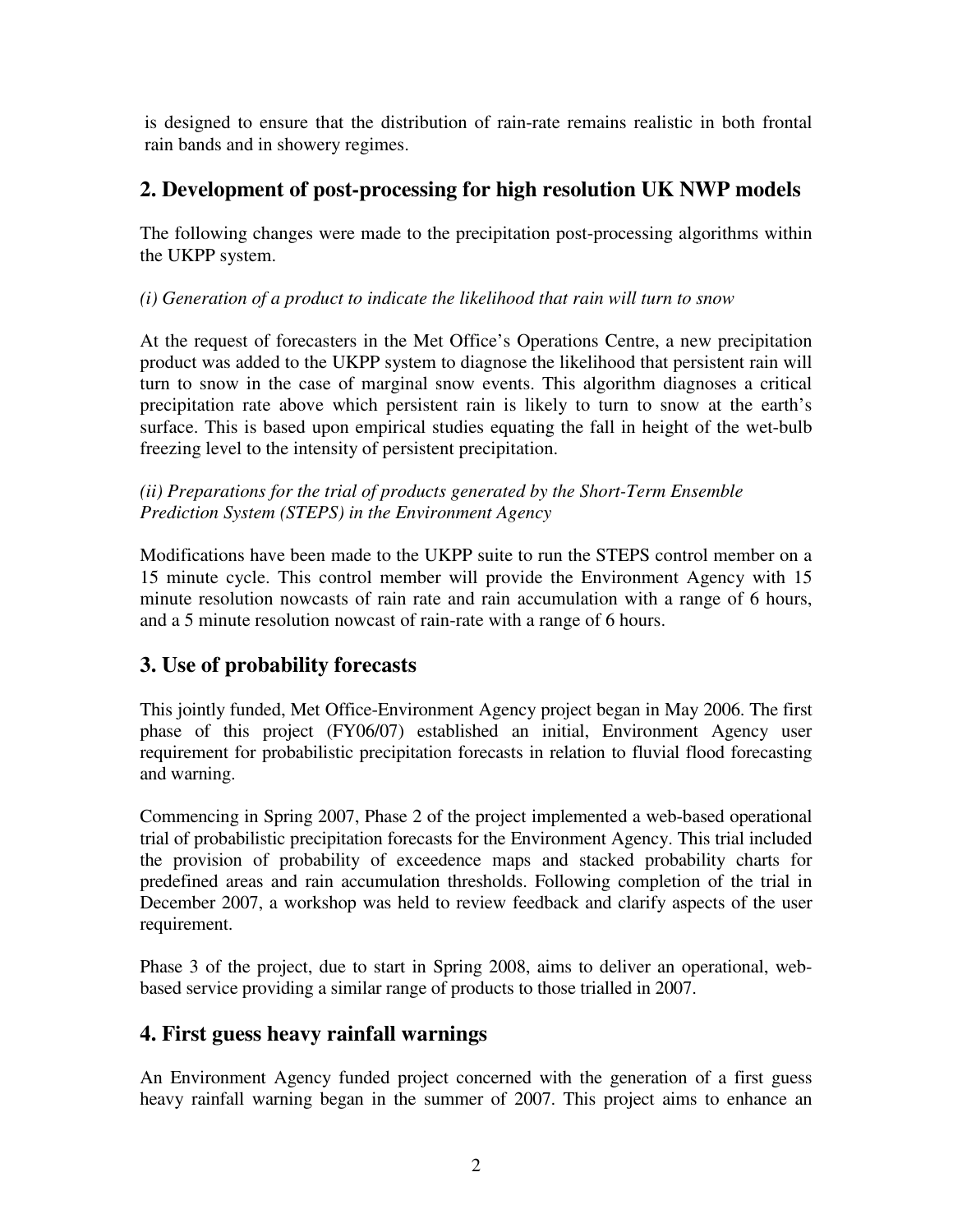is designed to ensure that the distribution of rain-rate remains realistic in both frontal rain bands and in showery regimes.

## 2. Development of post-processing for high resolution UK NWP models

The following changes were made to the precipitation post-processing algorithms within the UKPP system.

*(i) Generation of a product to indicate the likelihood that rain will turn to snow*

At the request of forecasters in the Met Office's Operations Centre, a new precipitation product was added to the UKPP system to diagnose the likelihood that persistent rain will turn to snow in the case of marginal snow events. This algorithm diagnoses a critical precipitation rate above which persistent rain is likely to turn to snow at the earth's surface. This is based upon empirical studies equating the fall in height of the wet-bulb freezing level to the intensity of persistent precipitation.

*(ii) Preparations for the trial of products generated by the Short-Term Ensemble Prediction System (STEPS) in the Environment Agency*

Modifications have been made to the UKPP suite to run the STEPS control member on a 15 minute cycle. This control member will provide the Environment Agency with 15 minute resolution nowcasts of rain rate and rain accumulation with a range of 6 hours, and a 5 minute resolution nowcast of rain-rate with a range of 6 hours.

## 3. Use of probability forecasts

This jointly funded, Met Office-Environment Agency project began in May 2006. The first phase of this project (FY06/07) established an initial, Environment Agency user requirement for probabilistic precipitation forecasts in relation to fluvial flood forecasting and warning.

Commencing in Spring 2007, Phase 2 of the project implemented a web-based operational trial of probabilistic precipitation forecasts for the Environment Agency. This trial included the provision of probability of exceedence maps and stacked probability charts for predefined areas and rain accumulation thresholds. Following completion of the trial in December 2007, a workshop was held to review feedback and clarify aspects of the user requirement.

Phase 3 of the project, due to start in Spring 2008, aims to deliver an operational, web-based service providing a similar range of products to those trialled in 2007.

## 4. First guess heavy rainfall warnings

An Environment Agency funded project concerned with the generation of a first guess heavy rainfall warning began in the summer of 2007. This project aims to enhance an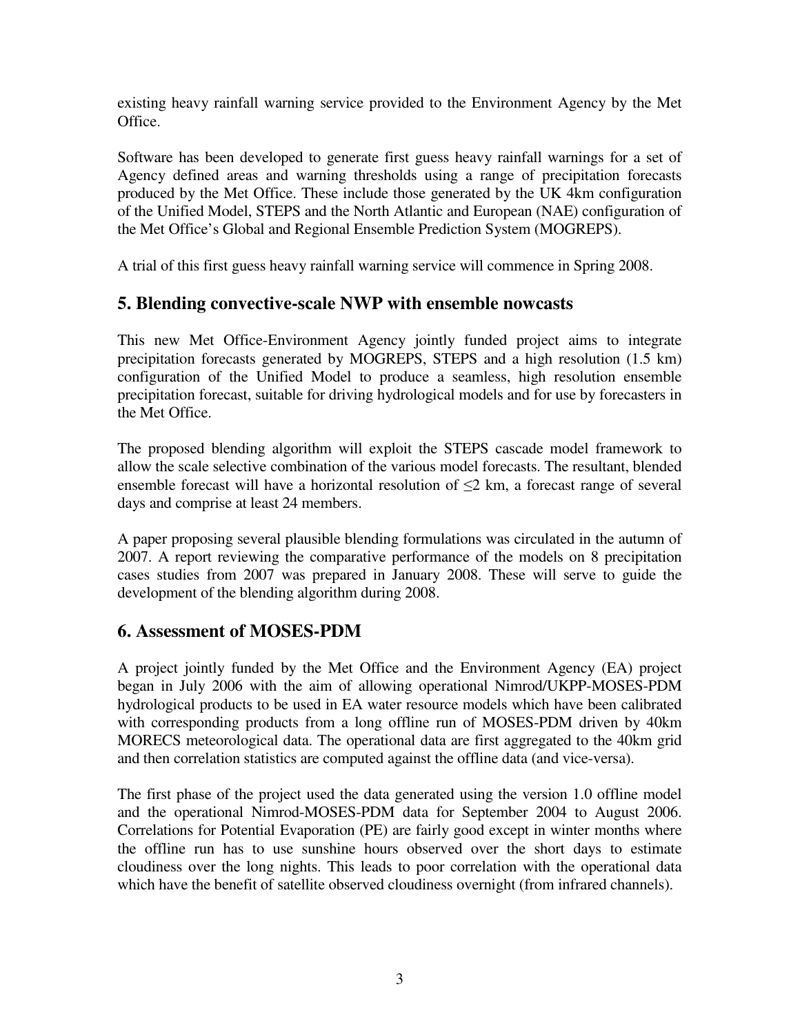existing heavy rainfall warning service provided to the Environment Agency by the Met Office.

Software has been developed to generate first guess heavy rainfall warnings for a set of Agency defined areas and warning thresholds using a range of precipitation forecasts produced by the Met Office. These include those generated by the UK 4km configuration of the Unified Model, STEPS and the North Atlantic and European (NAE) configuration of the Met Office's Global and Regional Ensemble Prediction System (MOGREPS).

A trial of this first guess heavy rainfall warning service will commence in Spring 2008.

## 5. Blending convective-scale NWP with ensemble nowcasts

This new Met Office-Environment Agency jointly funded project aims to integrate precipitation forecasts generated by MOGREPS, STEPS and a high resolution (1.5 km) configuration of the Unified Model to produce a seamless, high resolution ensemble precipitation forecast, suitable for driving hydrological models and for use by forecasters in the Met Office.

The proposed blending algorithm will exploit the STEPS cascade model framework to allow the scale selective combination of the various model forecasts. The resultant, blended ensemble forecast will have a horizontal resolution of $\leq$2 km, a forecast range of several days and comprise at least 24 members.

A paper proposing several plausible blending formulations was circulated in the autumn of 2007. A report reviewing the comparative performance of the models on 8 precipitation cases studies from 2007 was prepared in January 2008. These will serve to guide the development of the blending algorithm during 2008.

## 6. Assessment of MOSES-PDM

A project jointly funded by the Met Office and the Environment Agency (EA) project began in July 2006 with the aim of allowing operational Nimrod/UKPP-MOSES-PDM hydrological products to be used in EA water resource models which have been calibrated with corresponding products from a long offline run of MOSES-PDM driven by 40km MORECS meteorological data. The operational data are first aggregated to the 40km grid and then correlation statistics are computed against the offline data (and vice-versa).

The first phase of the project used the data generated using the version 1.0 offline model and the operational Nimrod-MOSES-PDM data for September 2004 to August 2006. Correlations for Potential Evaporation (PE) are fairly good except in winter months where the offline run has to use sunshine hours observed over the short days to estimate cloudiness over the long nights. This leads to poor correlation with the operational data which have the benefit of satellite observed cloudiness overnight (from infrared channels).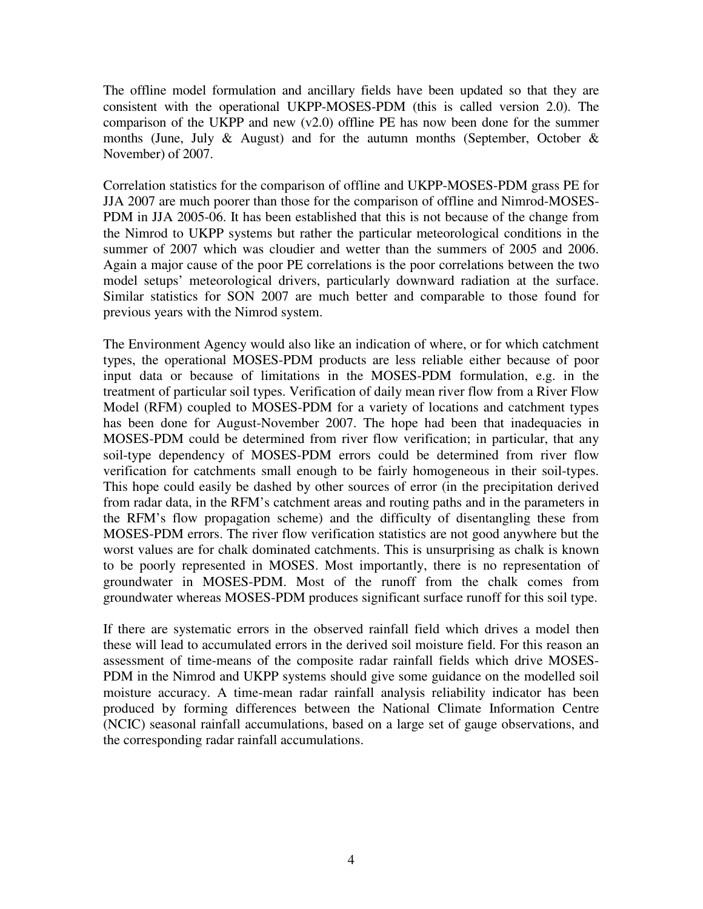The offline model formulation and ancillary fields have been updated so that they are consistent with the operational UKPP-MOSES-PDM (this is called version 2.0). The comparison of the UKPP and new (v2.0) offline PE has now been done for the summer months (June, July & August) and for the autumn months (September, October & November) of 2007.

Correlation statistics for the comparison of offline and UKPP-MOSES-PDM grass PE for JJA 2007 are much poorer than those for the comparison of offline and Nimrod-MOSES-PDM in JJA 2005-06. It has been established that this is not because of the change from the Nimrod to UKPP systems but rather the particular meteorological conditions in the summer of 2007 which was cloudier and wetter than the summers of 2005 and 2006. Again a major cause of the poor PE correlations is the poor correlations between the two model setups' meteorological drivers, particularly downward radiation at the surface. Similar statistics for SON 2007 are much better and comparable to those found for previous years with the Nimrod system.

The Environment Agency would also like an indication of where, or for which catchment types, the operational MOSES-PDM products are less reliable either because of poor input data or because of limitations in the MOSES-PDM formulation, e.g. in the treatment of particular soil types. Verification of daily mean river flow from a River Flow Model (RFM) coupled to MOSES-PDM for a variety of locations and catchment types has been done for August-November 2007. The hope had been that inadequacies in MOSES-PDM could be determined from river flow verification; in particular, that any soil-type dependency of MOSES-PDM errors could be determined from river flow verification for catchments small enough to be fairly homogeneous in their soil-types. This hope could easily be dashed by other sources of error (in the precipitation derived from radar data, in the RFM's catchment areas and routing paths and in the parameters in the RFM's flow propagation scheme) and the difficulty of disentangling these from MOSES-PDM errors. The river flow verification statistics are not good anywhere but the worst values are for chalk dominated catchments. This is unsurprising as chalk is known to be poorly represented in MOSES. Most importantly, there is no representation of groundwater in MOSES-PDM. Most of the runoff from the chalk comes from groundwater whereas MOSES-PDM produces significant surface runoff for this soil type.

If there are systematic errors in the observed rainfall field which drives a model then these will lead to accumulated errors in the derived soil moisture field. For this reason an assessment of time-means of the composite radar rainfall fields which drive MOSES-PDM in the Nimrod and UKPP systems should give some guidance on the modelled soil moisture accuracy. A time-mean radar rainfall analysis reliability indicator has been produced by forming differences between the National Climate Information Centre (NCIC) seasonal rainfall accumulations, based on a large set of gauge observations, and the corresponding radar rainfall accumulations.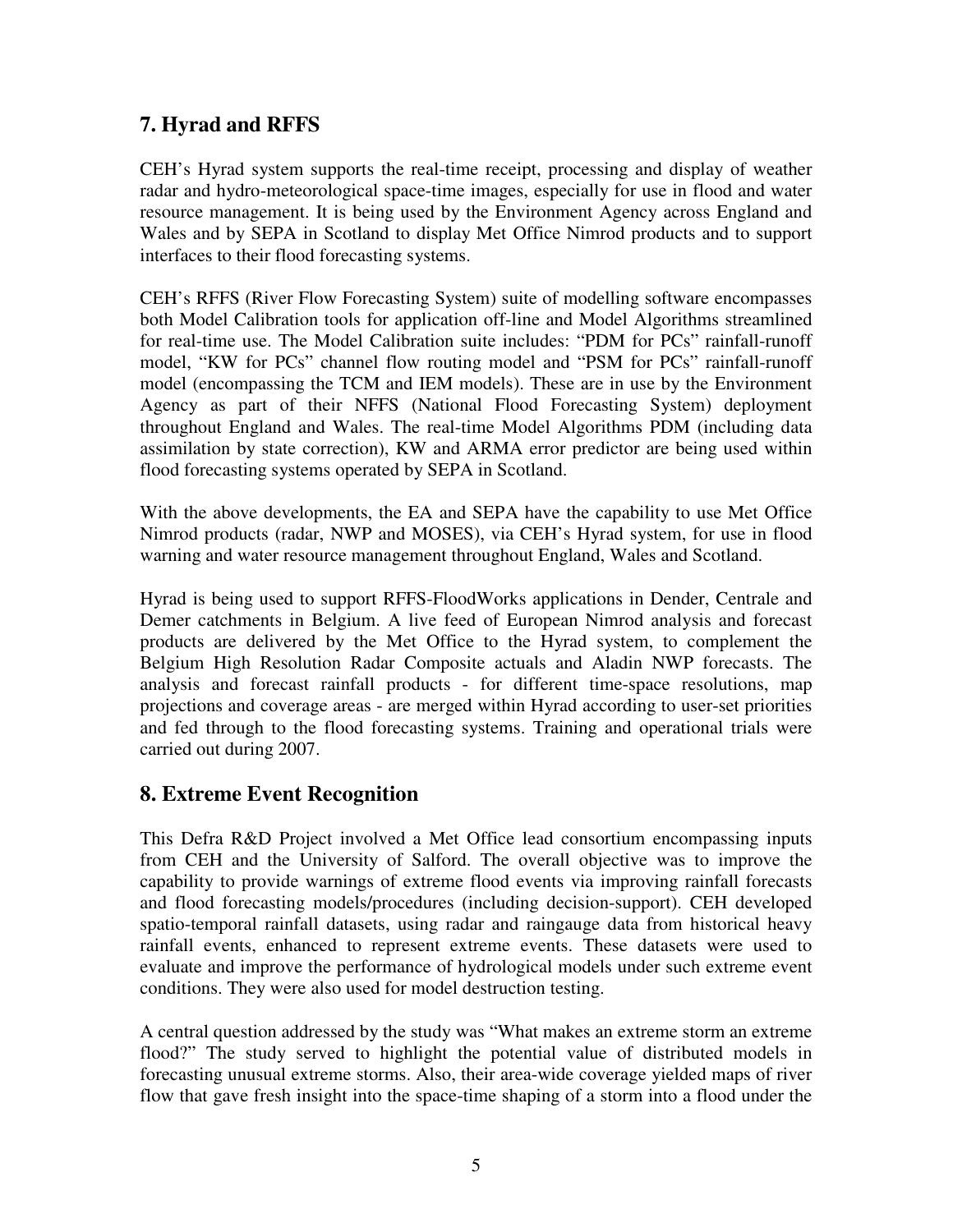## 7. Hyrad and RFFS

CEH's Hyrad system supports the real-time receipt, processing and display of weather radar and hydro-meteorological space-time images, especially for use in flood and water resource management. It is being used by the Environment Agency across England and Wales and by SEPA in Scotland to display Met Office Nimrod products and to support interfaces to their flood forecasting systems.

CEH's RFFS (River Flow Forecasting System) suite of modelling software encompasses both Model Calibration tools for application off-line and Model Algorithms streamlined for real-time use. The Model Calibration suite includes: "PDM for PCs" rainfall-runoff model, "KW for PCs" channel flow routing model and "PSM for PCs" rainfall-runoff model (encompassing the TCM and IEM models). These are in use by the Environment Agency as part of their NFFS (National Flood Forecasting System) deployment throughout England and Wales. The real-time Model Algorithms PDM (including data assimilation by state correction), KW and ARMA error predictor are being used within flood forecasting systems operated by SEPA in Scotland.

With the above developments, the EA and SEPA have the capability to use Met Office Nimrod products (radar, NWP and MOSES), via CEH's Hyrad system, for use in flood warning and water resource management throughout England, Wales and Scotland.

Hyrad is being used to support RFFS-FloodWorks applications in Dender, Centrale and Demer catchments in Belgium. A live feed of European Nimrod analysis and forecast products are delivered by the Met Office to the Hyrad system, to complement the Belgium High Resolution Radar Composite actuals and Aladin NWP forecasts. The analysis and forecast rainfall products - for different time-space resolutions, map projections and coverage areas - are merged within Hyrad according to user-set priorities and fed through to the flood forecasting systems. Training and operational trials were carried out during 2007.

## 8. Extreme Event Recognition

This Defra R&D Project involved a Met Office lead consortium encompassing inputs from CEH and the University of Salford. The overall objective was to improve the capability to provide warnings of extreme flood events via improving rainfall forecasts and flood forecasting models/procedures (including decision-support). CEH developed spatio-temporal rainfall datasets, using radar and raingauge data from historical heavy rainfall events, enhanced to represent extreme events. These datasets were used to evaluate and improve the performance of hydrological models under such extreme event conditions. They were also used for model destruction testing.

A central question addressed by the study was "What makes an extreme storm an extreme flood?" The study served to highlight the potential value of distributed models in forecasting unusual extreme storms. Also, their area-wide coverage yielded maps of river flow that gave fresh insight into the space-time shaping of a storm into a flood under the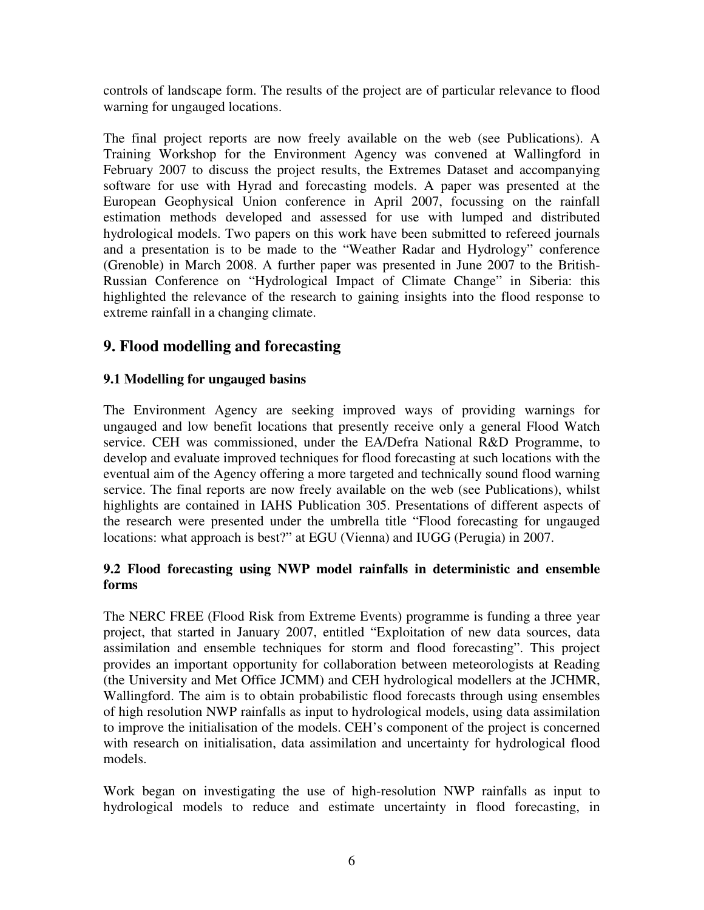controls of landscape form. The results of the project are of particular relevance to flood warning for ungauged locations.

The final project reports are now freely available on the web (see Publications). A Training Workshop for the Environment Agency was convened at Wallingford in February 2007 to discuss the project results, the Extremes Dataset and accompanying software for use with Hyrad and forecasting models. A paper was presented at the European Geophysical Union conference in April 2007, focussing on the rainfall estimation methods developed and assessed for use with lumped and distributed hydrological models. Two papers on this work have been submitted to refereed journals and a presentation is to be made to the "Weather Radar and Hydrology" conference (Grenoble) in March 2008. A further paper was presented in June 2007 to the British-Russian Conference on "Hydrological Impact of Climate Change" in Siberia: this highlighted the relevance of the research to gaining insights into the flood response to extreme rainfall in a changing climate.

## 9. Flood modelling and forecasting

### 9.1 Modelling for ungauged basins

The Environment Agency are seeking improved ways of providing warnings for ungauged and low benefit locations that presently receive only a general Flood Watch service. CEH was commissioned, under the EA/Defra National R&D Programme, to develop and evaluate improved techniques for flood forecasting at such locations with the eventual aim of the Agency offering a more targeted and technically sound flood warning service. The final reports are now freely available on the web (see Publications), whilst highlights are contained in IAHS Publication 305. Presentations of different aspects of the research were presented under the umbrella title "Flood forecasting for ungauged locations: what approach is best?" at EGU (Vienna) and IUGG (Perugia) in 2007.

### 9.2 Flood forecasting using NWP model rainfalls in deterministic and ensemble forms

The NERC FREE (Flood Risk from Extreme Events) programme is funding a three year project, that started in January 2007, entitled "Exploitation of new data sources, data assimilation and ensemble techniques for storm and flood forecasting". This project provides an important opportunity for collaboration between meteorologists at Reading (the University and Met Office JCMM) and CEH hydrological modellers at the JCHMR, Wallingford. The aim is to obtain probabilistic flood forecasts through using ensembles of high resolution NWP rainfalls as input to hydrological models, using data assimilation to improve the initialisation of the models. CEH's component of the project is concerned with research on initialisation, data assimilation and uncertainty for hydrological flood models.

Work began on investigating the use of high-resolution NWP rainfalls as input to hydrological models to reduce and estimate uncertainty in flood forecasting, in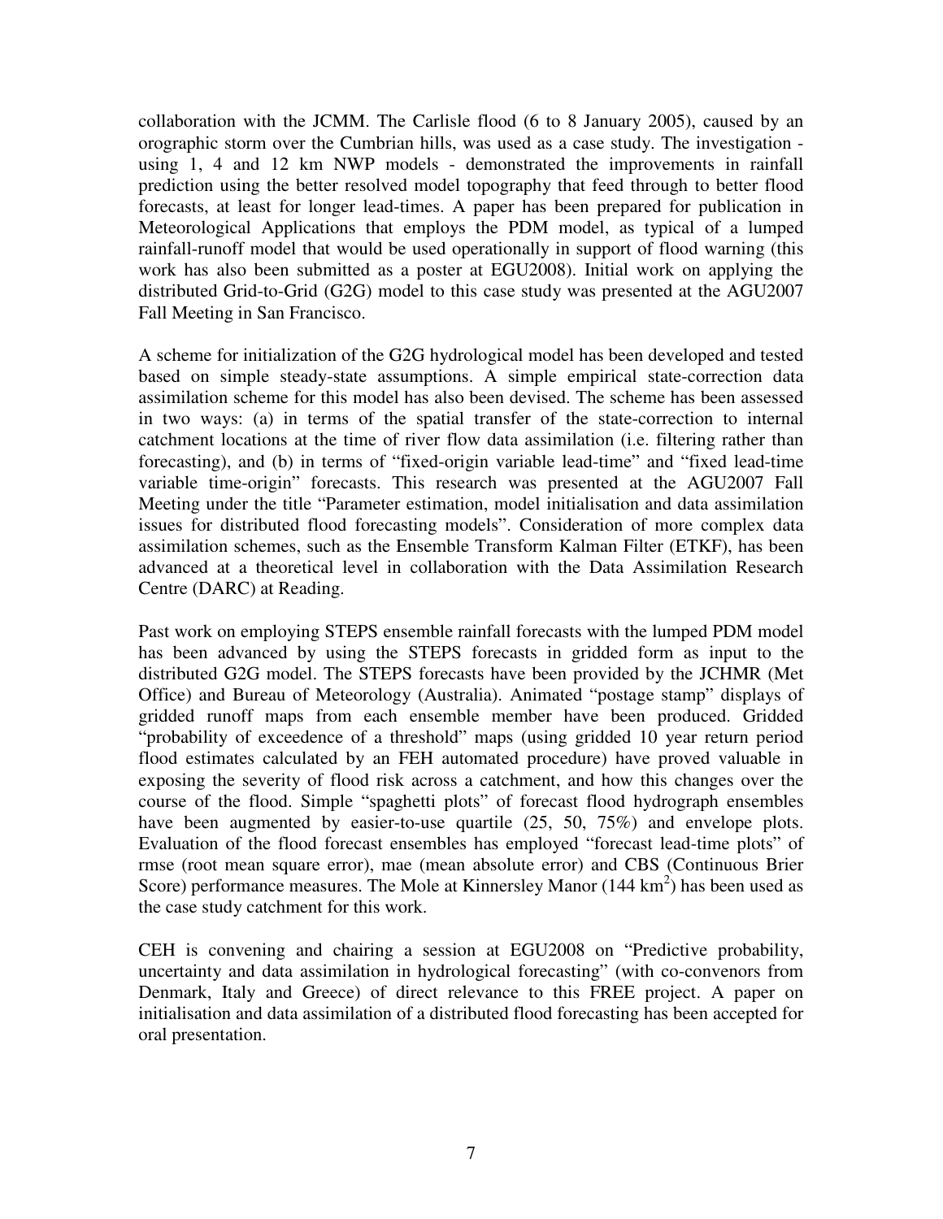collaboration with the JCMM. The Carlisle flood (6 to 8 January 2005), caused by an orographic storm over the Cumbrian hills, was used as a case study. The investigation - using 1, 4 and 12 km NWP models - demonstrated the improvements in rainfall prediction using the better resolved model topography that feed through to better flood forecasts, at least for longer lead-times. A paper has been prepared for publication in Meteorological Applications that employs the PDM model, as typical of a lumped rainfall-runoff model that would be used operationally in support of flood warning (this work has also been submitted as a poster at EGU2008). Initial work on applying the distributed Grid-to-Grid (G2G) model to this case study was presented at the AGU2007 Fall Meeting in San Francisco.

A scheme for initialization of the G2G hydrological model has been developed and tested based on simple steady-state assumptions. A simple empirical state-correction data assimilation scheme for this model has also been devised. The scheme has been assessed in two ways: (a) in terms of the spatial transfer of the state-correction to internal catchment locations at the time of river flow data assimilation (i.e. filtering rather than forecasting), and (b) in terms of "fixed-origin variable lead-time" and "fixed lead-time variable time-origin" forecasts. This research was presented at the AGU2007 Fall Meeting under the title "Parameter estimation, model initialisation and data assimilation issues for distributed flood forecasting models". Consideration of more complex data assimilation schemes, such as the Ensemble Transform Kalman Filter (ETKF), has been advanced at a theoretical level in collaboration with the Data Assimilation Research Centre (DARC) at Reading.

Past work on employing STEPS ensemble rainfall forecasts with the lumped PDM model has been advanced by using the STEPS forecasts in gridded form as input to the distributed G2G model. The STEPS forecasts have been provided by the JCHMR (Met Office) and Bureau of Meteorology (Australia). Animated "postage stamp" displays of gridded runoff maps from each ensemble member have been produced. Gridded "probability of exceedence of a threshold" maps (using gridded 10 year return period flood estimates calculated by an FEH automated procedure) have proved valuable in exposing the severity of flood risk across a catchment, and how this changes over the course of the flood. Simple "spaghetti plots" of forecast flood hydrograph ensembles have been augmented by easier-to-use quartile (25, 50, 75%) and envelope plots. Evaluation of the flood forecast ensembles has employed "forecast lead-time plots" of rmse (root mean square error), mae (mean absolute error) and CBS (Continuous Brier Score) performance measures. The Mole at Kinnersley Manor (144 km$^2$) has been used as the case study catchment for this work.

CEH is convening and chairing a session at EGU2008 on "Predictive probability, uncertainty and data assimilation in hydrological forecasting" (with co-convenors from Denmark, Italy and Greece) of direct relevance to this FREE project. A paper on initialisation and data assimilation of a distributed flood forecasting has been accepted for oral presentation.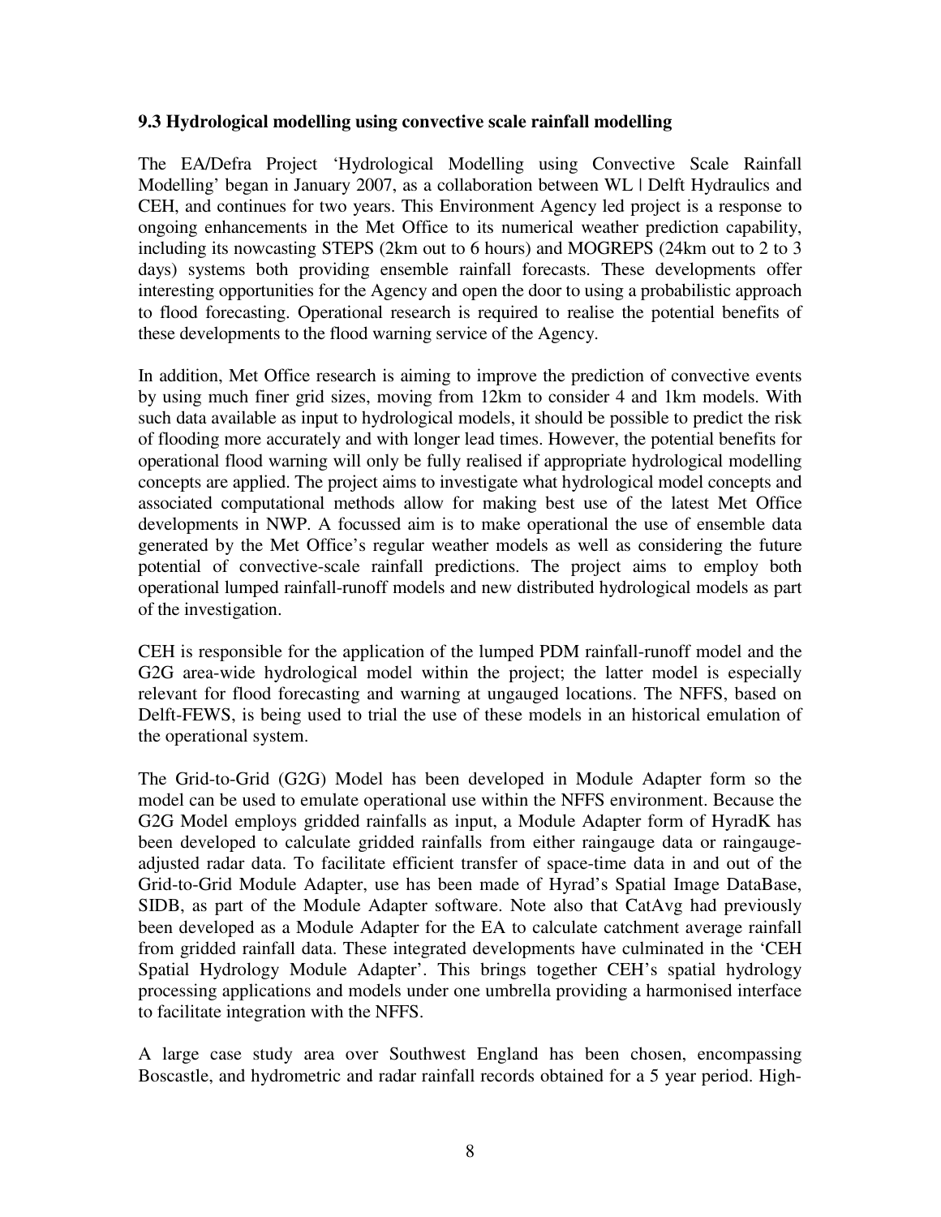### 9.3 Hydrological modelling using convective scale rainfall modelling

The EA/Defra Project 'Hydrological Modelling using Convective Scale Rainfall Modelling' began in January 2007, as a collaboration between WL | Delft Hydraulics and CEH, and continues for two years. This Environment Agency led project is a response to ongoing enhancements in the Met Office to its numerical weather prediction capability, including its nowcasting STEPS (2km out to 6 hours) and MOGREPS (24km out to 2 to 3 days) systems both providing ensemble rainfall forecasts. These developments offer interesting opportunities for the Agency and open the door to using a probabilistic approach to flood forecasting. Operational research is required to realise the potential benefits of these developments to the flood warning service of the Agency.

In addition, Met Office research is aiming to improve the prediction of convective events by using much finer grid sizes, moving from 12km to consider 4 and 1km models. With such data available as input to hydrological models, it should be possible to predict the risk of flooding more accurately and with longer lead times. However, the potential benefits for operational flood warning will only be fully realised if appropriate hydrological modelling concepts are applied. The project aims to investigate what hydrological model concepts and associated computational methods allow for making best use of the latest Met Office developments in NWP. A focussed aim is to make operational the use of ensemble data generated by the Met Office's regular weather models as well as considering the future potential of convective-scale rainfall predictions. The project aims to employ both operational lumped rainfall-runoff models and new distributed hydrological models as part of the investigation.

CEH is responsible for the application of the lumped PDM rainfall-runoff model and the G2G area-wide hydrological model within the project; the latter model is especially relevant for flood forecasting and warning at ungauged locations. The NFFS, based on Delft-FEWS, is being used to trial the use of these models in an historical emulation of the operational system.

The Grid-to-Grid (G2G) Model has been developed in Module Adapter form so the model can be used to emulate operational use within the NFFS environment. Because the G2G Model employs gridded rainfalls as input, a Module Adapter form of HyradK has been developed to calculate gridded rainfalls from either raingauge data or raingauge-adjusted radar data. To facilitate efficient transfer of space-time data in and out of the Grid-to-Grid Module Adapter, use has been made of Hyrad's Spatial Image DataBase, SIDB, as part of the Module Adapter software. Note also that CatAvg had previously been developed as a Module Adapter for the EA to calculate catchment average rainfall from gridded rainfall data. These integrated developments have culminated in the 'CEH Spatial Hydrology Module Adapter'. This brings together CEH's spatial hydrology processing applications and models under one umbrella providing a harmonised interface to facilitate integration with the NFFS.

A large case study area over Southwest England has been chosen, encompassing Boscastle, and hydrometric and radar rainfall records obtained for a 5 year period. High-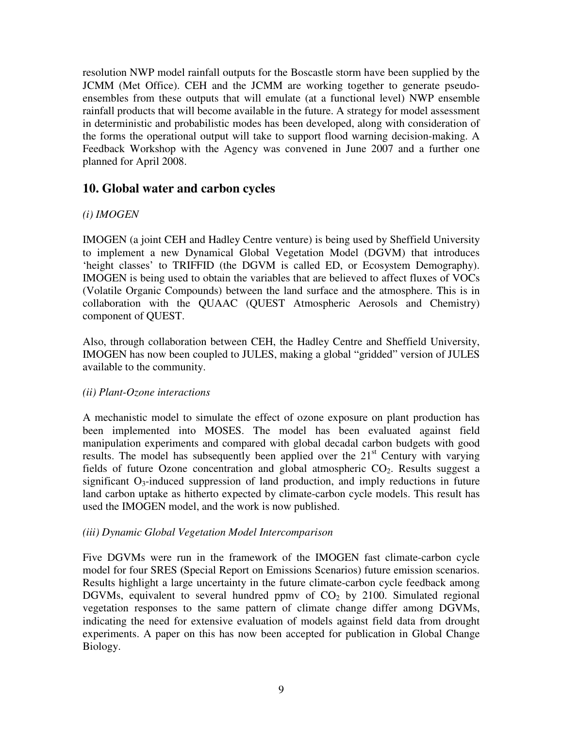resolution NWP model rainfall outputs for the Boscastle storm have been supplied by the JCMM (Met Office). CEH and the JCMM are working together to generate pseudo-ensembles from these outputs that will emulate (at a functional level) NWP ensemble rainfall products that will become available in the future. A strategy for model assessment in deterministic and probabilistic modes has been developed, along with consideration of the forms the operational output will take to support flood warning decision-making. A Feedback Workshop with the Agency was convened in June 2007 and a further one planned for April 2008.

## 10. Global water and carbon cycles

*(i) IMOGEN*

IMOGEN (a joint CEH and Hadley Centre venture) is being used by Sheffield University to implement a new Dynamical Global Vegetation Model (DGVM) that introduces 'height classes' to TRIFFID (the DGVM is called ED, or Ecosystem Demography). IMOGEN is being used to obtain the variables that are believed to affect fluxes of VOCs (Volatile Organic Compounds) between the land surface and the atmosphere. This is in collaboration with the QUAAC (QUEST Atmospheric Aerosols and Chemistry) component of QUEST.

Also, through collaboration between CEH, the Hadley Centre and Sheffield University, IMOGEN has now been coupled to JULES, making a global "gridded" version of JULES available to the community.

*(ii) Plant-Ozone interactions*

A mechanistic model to simulate the effect of ozone exposure on plant production has been implemented into MOSES. The model has been evaluated against field manipulation experiments and compared with global decadal carbon budgets with good results. The model has subsequently been applied over the 21$^{st}$ Century with varying fields of future Ozone concentration and global atmospheric $CO_2$. Results suggest a significant $O_3$-induced suppression of land production, and imply reductions in future land carbon uptake as hitherto expected by climate-carbon cycle models. This result has used the IMOGEN model, and the work is now published.

*(iii) Dynamic Global Vegetation Model Intercomparison*

Five DGVMs were run in the framework of the IMOGEN fast climate-carbon cycle model for four SRES (Special Report on Emissions Scenarios) future emission scenarios. Results highlight a large uncertainty in the future climate-carbon cycle feedback among DGVMs, equivalent to several hundred ppmv of $CO_2$ by 2100. Simulated regional vegetation responses to the same pattern of climate change differ among DGVMs, indicating the need for extensive evaluation of models against field data from drought experiments. A paper on this has now been accepted for publication in Global Change Biology.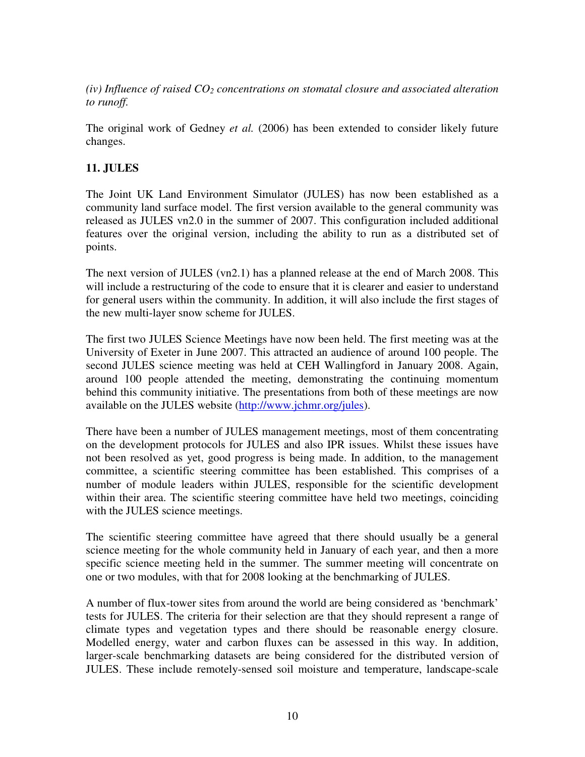*(iv) Influence of raised $CO_2$ concentrations on stomatal closure and associated alteration to runoff.*

The original work of Gedney *et al.* (2006) has been extended to consider likely future changes.

## 11. JULES

The Joint UK Land Environment Simulator (JULES) has now been established as a community land surface model. The first version available to the general community was released as JULES vn2.0 in the summer of 2007. This configuration included additional features over the original version, including the ability to run as a distributed set of points.

The next version of JULES (vn2.1) has a planned release at the end of March 2008. This will include a restructuring of the code to ensure that it is clearer and easier to understand for general users within the community. In addition, it will also include the first stages of the new multi-layer snow scheme for JULES.

The first two JULES Science Meetings have now been held. The first meeting was at the University of Exeter in June 2007. This attracted an audience of around 100 people. The second JULES science meeting was held at CEH Wallingford in January 2008. Again, around 100 people attended the meeting, demonstrating the continuing momentum behind this community initiative. The presentations from both of these meetings are now available on the JULES website ([http://www.jchmr.org/jules](http://www.jchmr.org/jules)).

There have been a number of JULES management meetings, most of them concentrating on the development protocols for JULES and also IPR issues. Whilst these issues have not been resolved as yet, good progress is being made. In addition, to the management committee, a scientific steering committee has been established. This comprises of a number of module leaders within JULES, responsible for the scientific development within their area. The scientific steering committee have held two meetings, coinciding with the JULES science meetings.

The scientific steering committee have agreed that there should usually be a general science meeting for the whole community held in January of each year, and then a more specific science meeting held in the summer. The summer meeting will concentrate on one or two modules, with that for 2008 looking at the benchmarking of JULES.

A number of flux-tower sites from around the world are being considered as 'benchmark' tests for JULES. The criteria for their selection are that they should represent a range of climate types and vegetation types and there should be reasonable energy closure. Modelled energy, water and carbon fluxes can be assessed in this way. In addition, larger-scale benchmarking datasets are being considered for the distributed version of JULES. These include remotely-sensed soil moisture and temperature, landscape-scale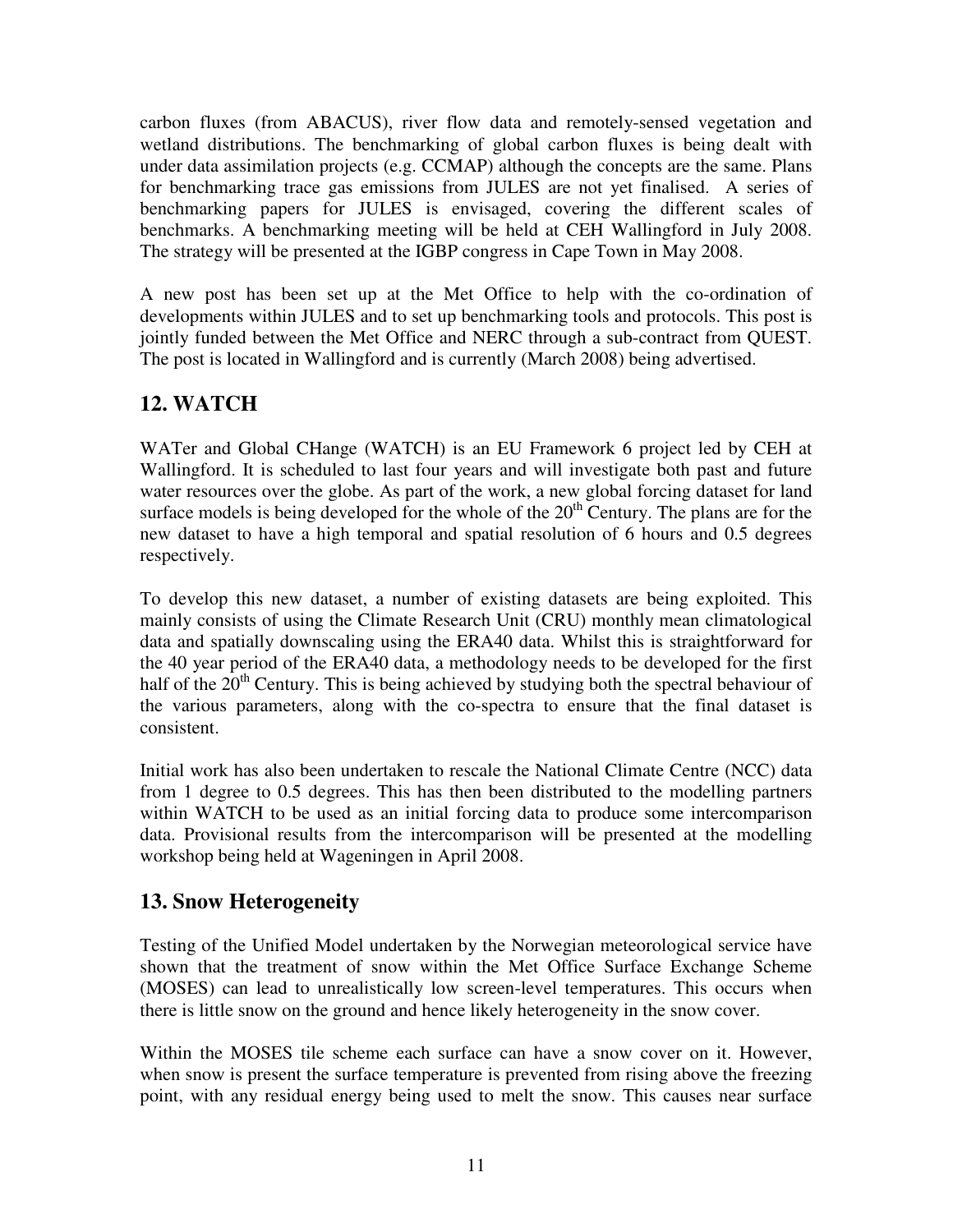carbon fluxes (from ABACUS), river flow data and remotely-sensed vegetation and wetland distributions. The benchmarking of global carbon fluxes is being dealt with under data assimilation projects (e.g. CCMAP) although the concepts are the same. Plans for benchmarking trace gas emissions from JULES are not yet finalised. A series of benchmarking papers for JULES is envisaged, covering the different scales of benchmarks. A benchmarking meeting will be held at CEH Wallingford in July 2008. The strategy will be presented at the IGBP congress in Cape Town in May 2008.

A new post has been set up at the Met Office to help with the co-ordination of developments within JULES and to set up benchmarking tools and protocols. This post is jointly funded between the Met Office and NERC through a sub-contract from QUEST. The post is located in Wallingford and is currently (March 2008) being advertised.

## 12. WATCH

WATer and Global CHange (WATCH) is an EU Framework 6 project led by CEH at Wallingford. It is scheduled to last four years and will investigate both past and future water resources over the globe. As part of the work, a new global forcing dataset for land surface models is being developed for the whole of the 20$^{th}$ Century. The plans are for the new dataset to have a high temporal and spatial resolution of 6 hours and 0.5 degrees respectively.

To develop this new dataset, a number of existing datasets are being exploited. This mainly consists of using the Climate Research Unit (CRU) monthly mean climatological data and spatially downscaling using the ERA40 data. Whilst this is straightforward for the 40 year period of the ERA40 data, a methodology needs to be developed for the first half of the 20$^{th}$ Century. This is being achieved by studying both the spectral behaviour of the various parameters, along with the co-spectra to ensure that the final dataset is consistent.

Initial work has also been undertaken to rescale the National Climate Centre (NCC) data from 1 degree to 0.5 degrees. This has then been distributed to the modelling partners within WATCH to be used as an initial forcing data to produce some intercomparison data. Provisional results from the intercomparison will be presented at the modelling workshop being held at Wageningen in April 2008.

## 13. Snow Heterogeneity

Testing of the Unified Model undertaken by the Norwegian meteorological service have shown that the treatment of snow within the Met Office Surface Exchange Scheme (MOSES) can lead to unrealistically low screen-level temperatures. This occurs when there is little snow on the ground and hence likely heterogeneity in the snow cover.

Within the MOSES tile scheme each surface can have a snow cover on it. However, when snow is present the surface temperature is prevented from rising above the freezing point, with any residual energy being used to melt the snow. This causes near surface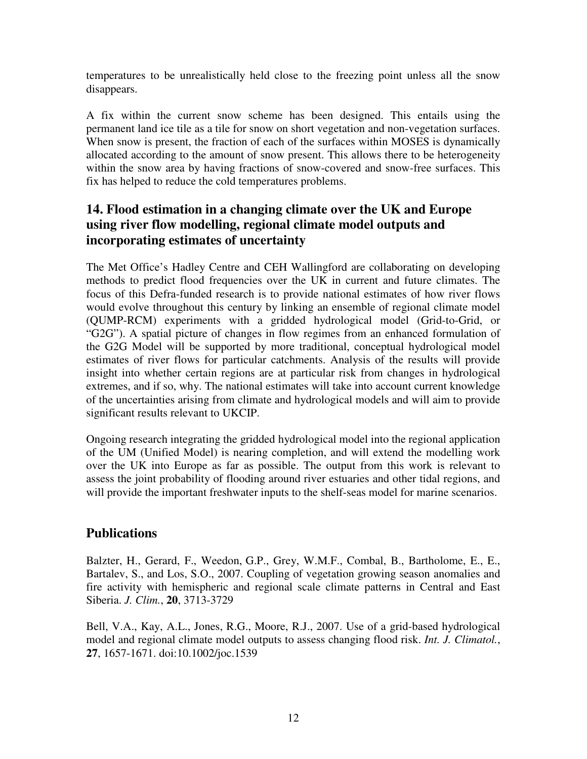temperatures to be unrealistically held close to the freezing point unless all the snow disappears.

A fix within the current snow scheme has been designed. This entails using the permanent land ice tile as a tile for snow on short vegetation and non-vegetation surfaces. When snow is present, the fraction of each of the surfaces within MOSES is dynamically allocated according to the amount of snow present. This allows there to be heterogeneity within the snow area by having fractions of snow-covered and snow-free surfaces. This fix has helped to reduce the cold temperatures problems.

## 14. Flood estimation in a changing climate over the UK and Europe using river flow modelling, regional climate model outputs and incorporating estimates of uncertainty

The Met Office's Hadley Centre and CEH Wallingford are collaborating on developing methods to predict flood frequencies over the UK in current and future climates. The focus of this Defra-funded research is to provide national estimates of how river flows would evolve throughout this century by linking an ensemble of regional climate model (QUMP-RCM) experiments with a gridded hydrological model (Grid-to-Grid, or "G2G"). A spatial picture of changes in flow regimes from an enhanced formulation of the G2G Model will be supported by more traditional, conceptual hydrological model estimates of river flows for particular catchments. Analysis of the results will provide insight into whether certain regions are at particular risk from changes in hydrological extremes, and if so, why. The national estimates will take into account current knowledge of the uncertainties arising from climate and hydrological models and will aim to provide significant results relevant to UKCIP.

Ongoing research integrating the gridded hydrological model into the regional application of the UM (Unified Model) is nearing completion, and will extend the modelling work over the UK into Europe as far as possible. The output from this work is relevant to assess the joint probability of flooding around river estuaries and other tidal regions, and will provide the important freshwater inputs to the shelf-seas model for marine scenarios.

## Publications

Balzter, H., Gerard, F., Weedon, G.P., Grey, W.M.F., Combal, B., Bartholome, E., E., Bartalev, S., and Los, S.O., 2007. Coupling of vegetation growing season anomalies and fire activity with hemispheric and regional scale climate patterns in Central and East Siberia. *J. Clim.*, **20**, 3713-3729

Bell, V.A., Kay, A.L., Jones, R.G., Moore, R.J., 2007. Use of a grid-based hydrological model and regional climate model outputs to assess changing flood risk. *Int. J. Climatol.*, **27**, 1657-1671. doi:10.1002/joc.1539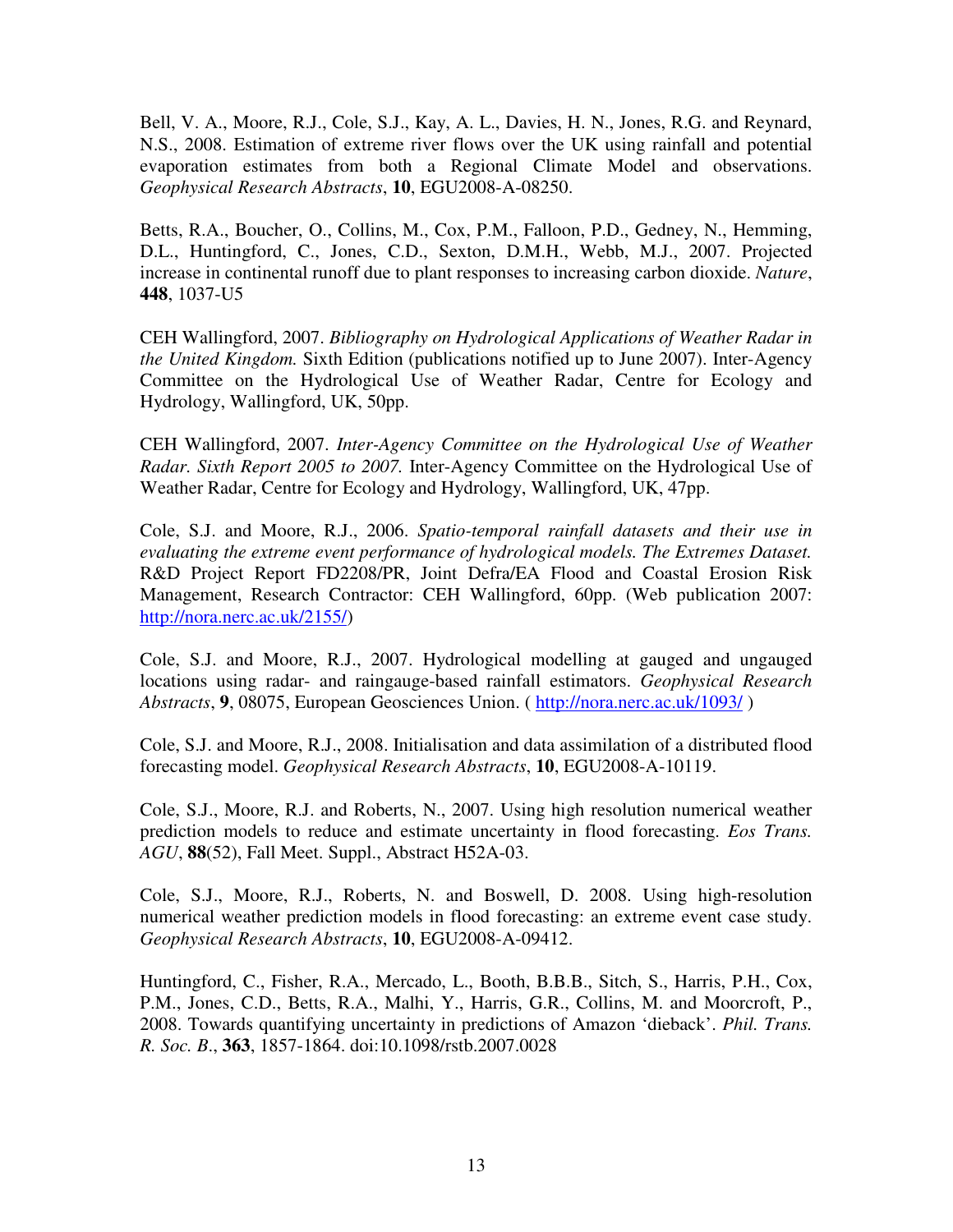Bell, V. A., Moore, R.J., Cole, S.J., Kay, A. L., Davies, H. N., Jones, R.G. and Reynard, N.S., 2008. Estimation of extreme river flows over the UK using rainfall and potential evaporation estimates from both a Regional Climate Model and observations. *Geophysical Research Abstracts*, **10**, EGU2008-A-08250.

Betts, R.A., Boucher, O., Collins, M., Cox, P.M., Falloon, P.D., Gedney, N., Hemming, D.L., Huntingford, C., Jones, C.D., Sexton, D.M.H., Webb, M.J., 2007. Projected increase in continental runoff due to plant responses to increasing carbon dioxide. *Nature*, **448**, 1037-U5

CEH Wallingford, 2007. *Bibliography on Hydrological Applications of Weather Radar in the United Kingdom.* Sixth Edition (publications notified up to June 2007). Inter-Agency Committee on the Hydrological Use of Weather Radar, Centre for Ecology and Hydrology, Wallingford, UK, 50pp.

CEH Wallingford, 2007. *Inter-Agency Committee on the Hydrological Use of Weather Radar. Sixth Report 2005 to 2007.* Inter-Agency Committee on the Hydrological Use of Weather Radar, Centre for Ecology and Hydrology, Wallingford, UK, 47pp.

Cole, S.J. and Moore, R.J., 2006. *Spatio-temporal rainfall datasets and their use in evaluating the extreme event performance of hydrological models. The Extremes Dataset.* R&D Project Report FD2208/PR, Joint Defra/EA Flood and Coastal Erosion Risk Management, Research Contractor: CEH Wallingford, 60pp. (Web publication 2007: http://nora.nerc.ac.uk/2155/)

Cole, S.J. and Moore, R.J., 2007. Hydrological modelling at gauged and ungauged locations using radar- and raingauge-based rainfall estimators. *Geophysical Research Abstracts*, **9**, 08075, European Geosciences Union. ( http://nora.nerc.ac.uk/1093/ )

Cole, S.J. and Moore, R.J., 2008. Initialisation and data assimilation of a distributed flood forecasting model. *Geophysical Research Abstracts*, **10**, EGU2008-A-10119.

Cole, S.J., Moore, R.J. and Roberts, N., 2007. Using high resolution numerical weather prediction models to reduce and estimate uncertainty in flood forecasting. *Eos Trans. AGU*, **88**(52), Fall Meet. Suppl., Abstract H52A-03.

Cole, S.J., Moore, R.J., Roberts, N. and Boswell, D. 2008. Using high-resolution numerical weather prediction models in flood forecasting: an extreme event case study. *Geophysical Research Abstracts*, **10**, EGU2008-A-09412.

Huntingford, C., Fisher, R.A., Mercado, L., Booth, B.B.B., Sitch, S., Harris, P.H., Cox, P.M., Jones, C.D., Betts, R.A., Malhi, Y., Harris, G.R., Collins, M. and Moorcroft, P., 2008. Towards quantifying uncertainty in predictions of Amazon 'dieback'. *Phil. Trans. R. Soc. B*., **363**, 1857-1864. doi:10.1098/rstb.2007.0028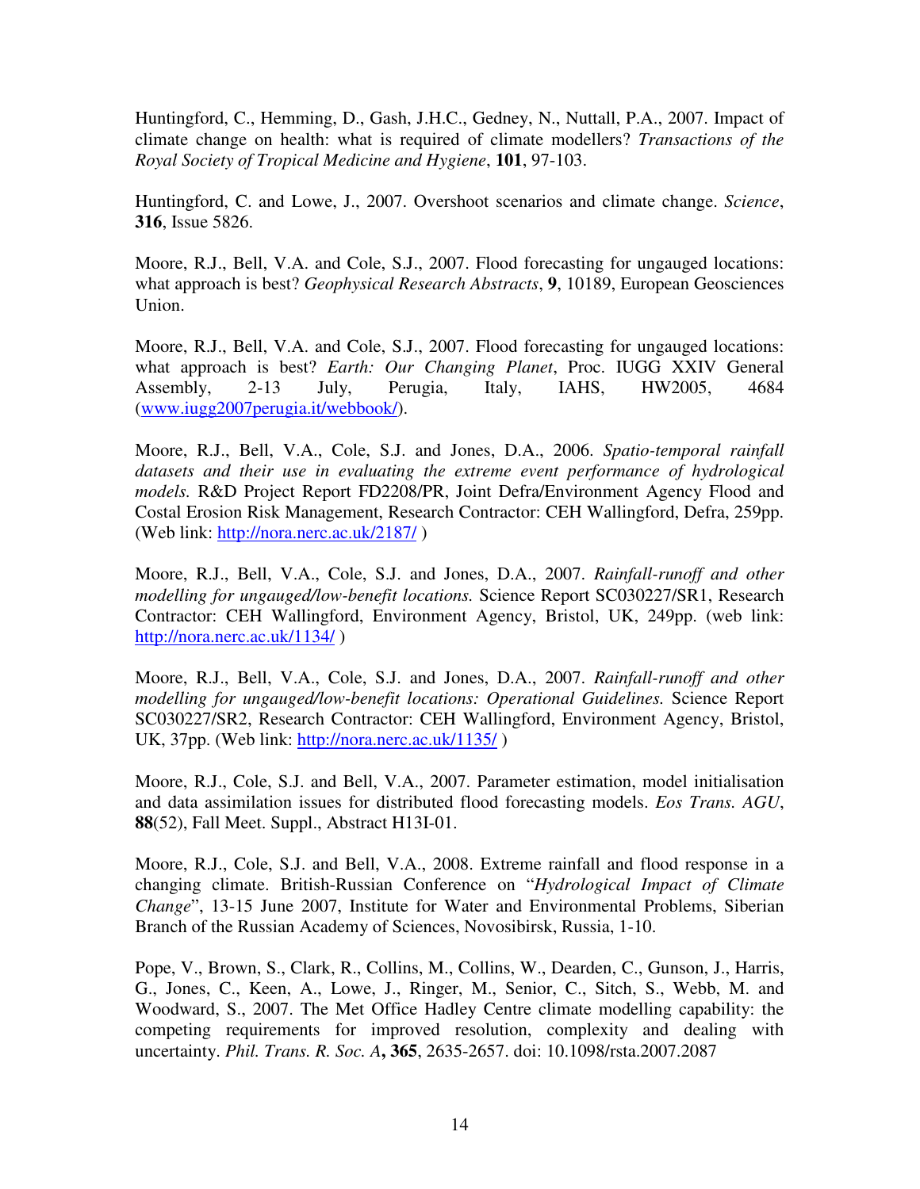Huntingford, C., Hemming, D., Gash, J.H.C., Gedney, N., Nuttall, P.A., 2007. Impact of climate change on health: what is required of climate modellers? *Transactions of the Royal Society of Tropical Medicine and Hygiene*, **101**, 97-103.

Huntingford, C. and Lowe, J., 2007. Overshoot scenarios and climate change. *Science*, **316**, Issue 5826.

Moore, R.J., Bell, V.A. and Cole, S.J., 2007. Flood forecasting for ungauged locations: what approach is best? *Geophysical Research Abstracts*, **9**, 10189, European Geosciences Union.

Moore, R.J., Bell, V.A. and Cole, S.J., 2007. Flood forecasting for ungauged locations: what approach is best? *Earth: Our Changing Planet*, Proc. IUGG XXIV General Assembly, 2-13 July, Perugia, Italy, IAHS, HW2005, 4684 (www.iugg2007perugia.it/webbook/).

Moore, R.J., Bell, V.A., Cole, S.J. and Jones, D.A., 2006. *Spatio-temporal rainfall datasets and their use in evaluating the extreme event performance of hydrological models.* R&D Project Report FD2208/PR, Joint Defra/Environment Agency Flood and Costal Erosion Risk Management, Research Contractor: CEH Wallingford, Defra, 259pp. (Web link: http://nora.nerc.ac.uk/2187/ )

Moore, R.J., Bell, V.A., Cole, S.J. and Jones, D.A., 2007. *Rainfall-runoff and other modelling for ungauged/low-benefit locations.* Science Report SC030227/SR1, Research Contractor: CEH Wallingford, Environment Agency, Bristol, UK, 249pp. (web link: http://nora.nerc.ac.uk/1134/ )

Moore, R.J., Bell, V.A., Cole, S.J. and Jones, D.A., 2007. *Rainfall-runoff and other modelling for ungauged/low-benefit locations: Operational Guidelines.* Science Report SC030227/SR2, Research Contractor: CEH Wallingford, Environment Agency, Bristol, UK, 37pp. (Web link: http://nora.nerc.ac.uk/1135/ )

Moore, R.J., Cole, S.J. and Bell, V.A., 2007. Parameter estimation, model initialisation and data assimilation issues for distributed flood forecasting models. *Eos Trans. AGU*, **88**(52), Fall Meet. Suppl., Abstract H13I-01.

Moore, R.J., Cole, S.J. and Bell, V.A., 2008. Extreme rainfall and flood response in a changing climate. British-Russian Conference on "*Hydrological Impact of Climate Change*", 13-15 June 2007, Institute for Water and Environmental Problems, Siberian Branch of the Russian Academy of Sciences, Novosibirsk, Russia, 1-10.

Pope, V., Brown, S., Clark, R., Collins, M., Collins, W., Dearden, C., Gunson, J., Harris, G., Jones, C., Keen, A., Lowe, J., Ringer, M., Senior, C., Sitch, S., Webb, M. and Woodward, S., 2007. The Met Office Hadley Centre climate modelling capability: the competing requirements for improved resolution, complexity and dealing with uncertainty. *Phil. Trans. R. Soc. A*, **365**, 2635-2657. doi: 10.1098/rsta.2007.2087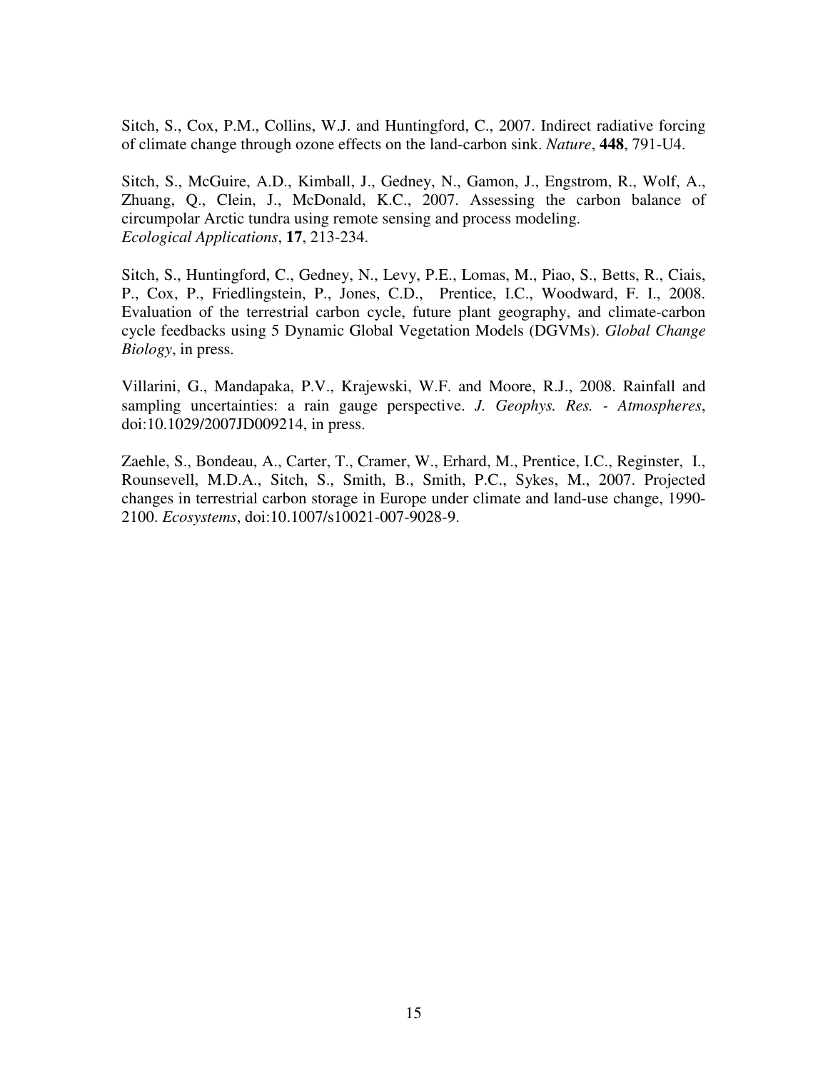Sitch, S., Cox, P.M., Collins, W.J. and Huntingford, C., 2007. Indirect radiative forcing of climate change through ozone effects on the land-carbon sink. *Nature*, **448**, 791-U4.

Sitch, S., McGuire, A.D., Kimball, J., Gedney, N., Gamon, J., Engstrom, R., Wolf, A., Zhuang, Q., Clein, J., McDonald, K.C., 2007. Assessing the carbon balance of circumpolar Arctic tundra using remote sensing and process modeling. *Ecological Applications*, **17**, 213-234.

Sitch, S., Huntingford, C., Gedney, N., Levy, P.E., Lomas, M., Piao, S., Betts, R., Ciais, P., Cox, P., Friedlingstein, P., Jones, C.D., Prentice, I.C., Woodward, F. I., 2008. Evaluation of the terrestrial carbon cycle, future plant geography, and climate-carbon cycle feedbacks using 5 Dynamic Global Vegetation Models (DGVMs). *Global Change Biology*, in press.

Villarini, G., Mandapaka, P.V., Krajewski, W.F. and Moore, R.J., 2008. Rainfall and sampling uncertainties: a rain gauge perspective. *J. Geophys. Res. - Atmospheres*, doi:10.1029/2007JD009214, in press.

Zaehle, S., Bondeau, A., Carter, T., Cramer, W., Erhard, M., Prentice, I.C., Reginster, I., Rounsevell, M.D.A., Sitch, S., Smith, B., Smith, P.C., Sykes, M., 2007. Projected changes in terrestrial carbon storage in Europe under climate and land-use change, 1990-2100. *Ecosystems*, doi:10.1007/s10021-007-9028-9.